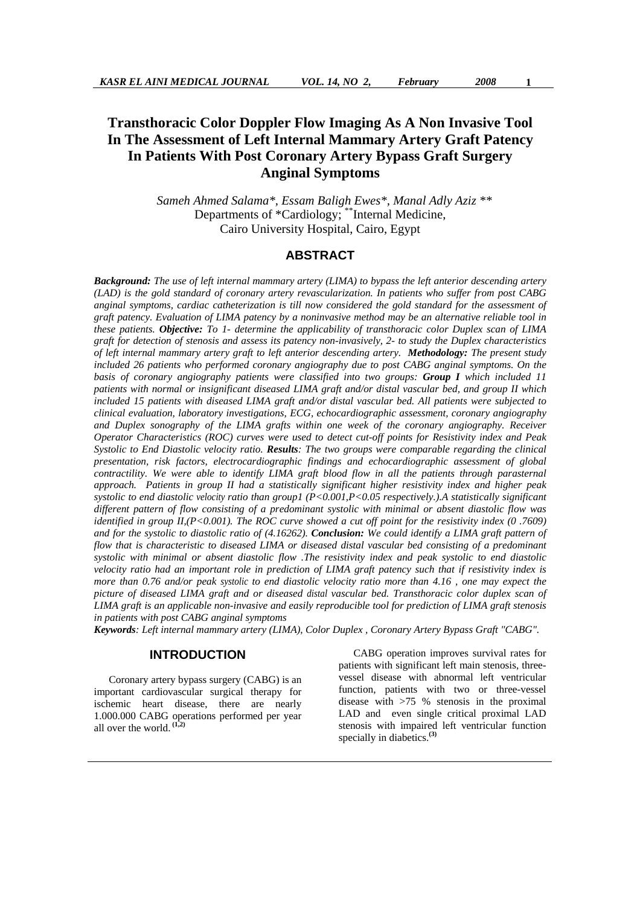# Transthoracic Color Doppler Flow Imaging As A Non Invasive Tool In The Assessment of Left Internal Mammary Artery Graft Patency In Patients With Post Coronary Artery Bypass Graft Surgery Anginal Symptoms

*Sameh Ahmed Salama\*, Essam Baligh Ewes\*, Manal Adly Aziz \*\**
Departments of \*Cardiology; \*\*Internal Medicine,
Cairo University Hospital, Cairo, Egypt

## ABSTRACT

***Background:*** *The use of left internal mammary artery (LIMA) to bypass the left anterior descending artery (LAD) is the gold standard of coronary artery revascularization. In patients who suffer from post CABG anginal symptoms, cardiac catheterization is till now considered the gold standard for the assessment of graft patency. Evaluation of LIMA patency by a noninvasive method may be an alternative reliable tool in these patients.* ***Objective:*** *To 1- determine the applicability of transthoracic color Duplex scan of LIMA graft for detection of stenosis and assess its patency non-invasively, 2- to study the Duplex characteristics of left internal mammary artery graft to left anterior descending artery.* ***Methodology:*** *The present study included 26 patients who performed coronary angiography due to post CABG anginal symptoms. On the basis of coronary angiography patients were classified into two groups:* ***Group I*** *which included 11 patients with normal or insignificant diseased LIMA graft and/or distal vascular bed, and group II which included 15 patients with diseased LIMA graft and/or distal vascular bed. All patients were subjected to clinical evaluation, laboratory investigations, ECG, echocardiographic assessment, coronary angiography and Duplex sonography of the LIMA grafts within one week of the coronary angiography. Receiver Operator Characteristics (ROC) curves were used to detect cut-off points for Resistivity index and Peak Systolic to End Diastolic velocity ratio.* ***Results****: The two groups were comparable regarding the clinical presentation, risk factors, electrocardiographic findings and echocardiographic assessment of global contractility. We were able to identify LIMA graft blood flow in all the patients through parasternal approach. Patients in group II had a statistically significant higher resistivity index and higher peak systolic to end diastolic velocity ratio than group1 ($P<0.001, P<0.05$ respectively.).A statistically significant different pattern of flow consisting of a predominant systolic with minimal or absent diastolic flow was identified in group II,($P<0.001$). The ROC curve showed a cut off point for the resistivity index (0 .7609) and for the systolic to diastolic ratio of (4.16262).* ***Conclusion:*** *We could identify a LIMA graft pattern of flow that is characteristic to diseased LIMA or diseased distal vascular bed consisting of a predominant systolic with minimal or absent diastolic flow .The resistivity index and peak systolic to end diastolic velocity ratio had an important role in prediction of LIMA graft patency such that if resistivity index is more than 0.76 and/or peak systolic to end diastolic velocity ratio more than 4.16 , one may expect the picture of diseased LIMA graft and or diseased distal vascular bed. Transthoracic color duplex scan of LIMA graft is an applicable non-invasive and easily reproducible tool for prediction of LIMA graft stenosis in patients with post CABG anginal symptoms*

***Keywords****: Left internal mammary artery (LIMA), Color Duplex , Coronary Artery Bypass Graft "CABG".*

## INTRODUCTION

Coronary artery bypass surgery (CABG) is an important cardiovascular surgical therapy for ischemic heart disease, there are nearly 1.000.000 CABG operations performed per year all over the world.[1,2]

CABG operation improves survival rates for patients with significant left main stenosis, three-vessel disease with abnormal left ventricular function, patients with two or three-vessel disease with >75 % stenosis in the proximal LAD and even single critical proximal LAD stenosis with impaired left ventricular function specially in diabetics.[3]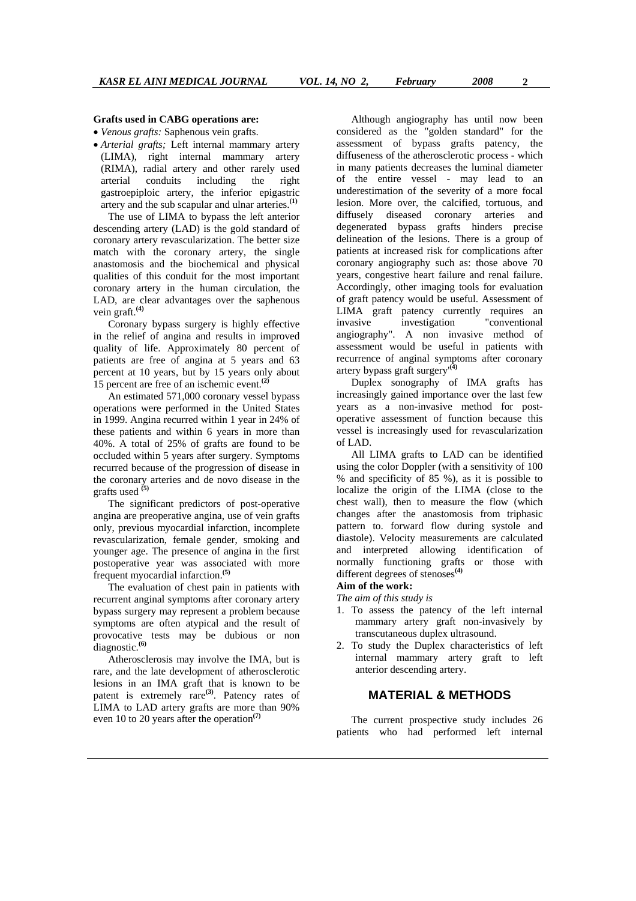**Grafts used in CABG operations are:**

- *Venous grafts:* Saphenous vein grafts.
- *Arterial grafts;* Left internal mammary artery (LIMA), right internal mammary artery (RIMA), radial artery and other rarely used arterial conduits including the right gastroepiploic artery, the inferior epigastric artery and the sub scapular and ulnar arteries.[(1)]

The use of LIMA to bypass the left anterior descending artery (LAD) is the gold standard of coronary artery revascularization. The better size match with the coronary artery, the single anastomosis and the biochemical and physical qualities of this conduit for the most important coronary artery in the human circulation, the LAD, are clear advantages over the saphenous vein graft.[(4)]

Coronary bypass surgery is highly effective in the relief of angina and results in improved quality of life. Approximately 80 percent of patients are free of angina at 5 years and 63 percent at 10 years, but by 15 years only about 15 percent are free of an ischemic event.[(2)]

An estimated 571,000 coronary vessel bypass operations were performed in the United States in 1999. Angina recurred within 1 year in 24% of these patients and within 6 years in more than 40%. A total of 25% of grafts are found to be occluded within 5 years after surgery. Symptoms recurred because of the progression of disease in the coronary arteries and de novo disease in the grafts used [(5)]

The significant predictors of post-operative angina are preoperative angina, use of vein grafts only, previous myocardial infarction, incomplete revascularization, female gender, smoking and younger age. The presence of angina in the first postoperative year was associated with more frequent myocardial infarction.[(5)]

The evaluation of chest pain in patients with recurrent anginal symptoms after coronary artery bypass surgery may represent a problem because symptoms are often atypical and the result of provocative tests may be dubious or non diagnostic.[(6)]

Atherosclerosis may involve the IMA, but is rare, and the late development of atherosclerotic lesions in an IMA graft that is known to be patent is extremely rare[(3)]. Patency rates of LIMA to LAD artery grafts are more than 90% even 10 to 20 years after the operation[(7)]

Although angiography has until now been considered as the "golden standard" for the assessment of bypass grafts patency, the diffuseness of the atherosclerotic process - which in many patients decreases the luminal diameter of the entire vessel - may lead to an underestimation of the severity of a more focal lesion. More over, the calcified, tortuous, and diffusely diseased coronary arteries and degenerated bypass grafts hinders precise delineation of the lesions. There is a group of patients at increased risk for complications after coronary angiography such as: those above 70 years, congestive heart failure and renal failure. Accordingly, other imaging tools for evaluation of graft patency would be useful. Assessment of LIMA graft patency currently requires an invasive investigation "conventional angiography". A non invasive method of assessment would be useful in patients with recurrence of anginal symptoms after coronary artery bypass graft surgery'[(4)]

Duplex sonography of IMA grafts has increasingly gained importance over the last few years as a non-invasive method for post-operative assessment of function because this vessel is increasingly used for revascularization of LAD.

All LIMA grafts to LAD can be identified using the color Doppler (with a sensitivity of 100 % and specificity of 85 %), as it is possible to localize the origin of the LIMA (close to the chest wall), then to measure the flow (which changes after the anastomosis from triphasic pattern to. forward flow during systole and diastole). Velocity measurements are calculated and interpreted allowing identification of normally functioning grafts or those with different degrees of stenoses[(4)]

**Aim of the work:**

*The aim of this study is*

1. To assess the patency of the left internal mammary artery graft non-invasively by transcutaneous duplex ultrasound.
2. To study the Duplex characteristics of left internal mammary artery graft to left anterior descending artery.

## MATERIAL & METHODS

The current prospective study includes 26 patients who had performed left internal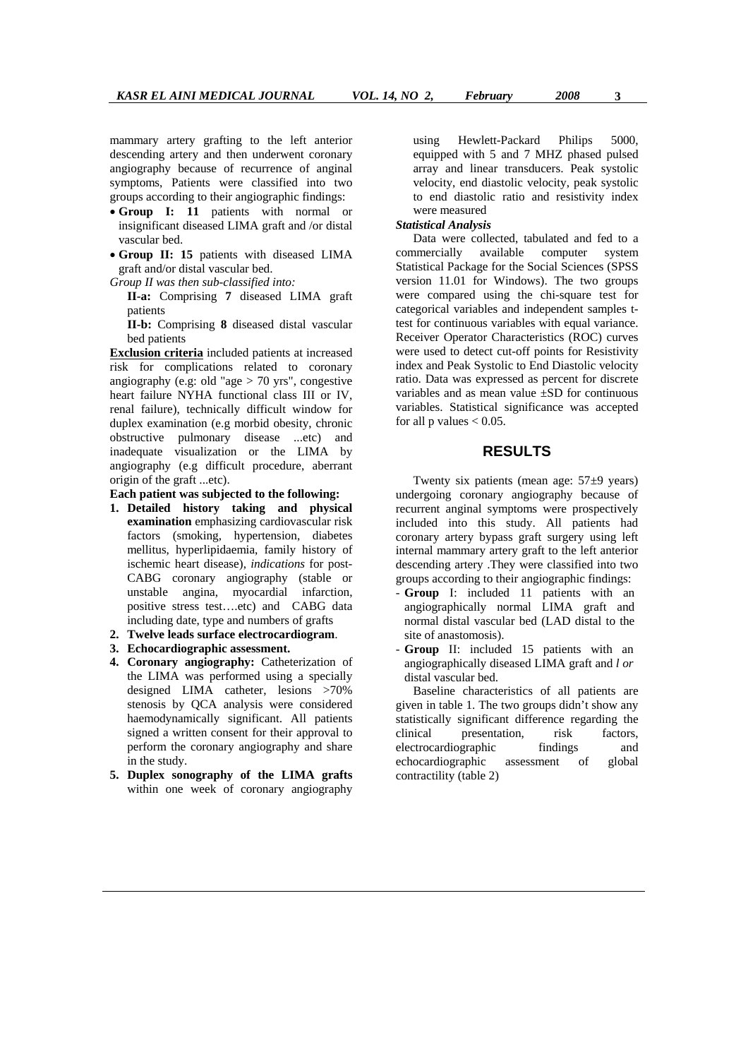mammary artery grafting to the left anterior descending artery and then underwent coronary angiography because of recurrence of anginal symptoms, Patients were classified into two groups according to their angiographic findings:

- **Group I: 11** patients with normal or insignificant diseased LIMA graft and /or distal vascular bed.
- **Group II: 15** patients with diseased LIMA graft and/or distal vascular bed.

*Group II was then sub-classified into:*

**II-a:** Comprising **7** diseased LIMA graft patients

**II-b:** Comprising **8** diseased distal vascular bed patients

**Exclusion criteria** included patients at increased risk for complications related to coronary angiography (e.g: old "age > 70 yrs", congestive heart failure NYHA functional class III or IV, renal failure), technically difficult window for duplex examination (e.g morbid obesity, chronic obstructive pulmonary disease ...etc) and inadequate visualization or the LIMA by angiography (e.g difficult procedure, aberrant origin of the graft ...etc).

**Each patient was subjected to the following:**

1. **Detailed history taking and physical examination** emphasizing cardiovascular risk factors (smoking, hypertension, diabetes mellitus, hyperlipidaemia, family history of ischemic heart disease), *indications* for post-CABG coronary angiography (stable or unstable angina, myocardial infarction, positive stress test….etc) and CABG data including date, type and numbers of grafts
2. **Twelve leads surface electrocardiogram**.
3. **Echocardiographic assessment.**
4. **Coronary angiography:** Catheterization of the LIMA was performed using a specially designed LIMA catheter, lesions >70% stenosis by QCA analysis were considered haemodynamically significant. All patients signed a written consent for their approval to perform the coronary angiography and share in the study.
5. **Duplex sonography of the LIMA grafts** within one week of coronary angiography using Hewlett-Packard Philips 5000, equipped with 5 and 7 MHZ phased pulsed array and linear transducers. Peak systolic velocity, end diastolic velocity, peak systolic to end diastolic ratio and resistivity index were measured

***Statistical Analysis***

Data were collected, tabulated and fed to a commercially available computer system Statistical Package for the Social Sciences (SPSS version 11.01 for Windows). The two groups were compared using the chi-square test for categorical variables and independent samples t-test for continuous variables with equal variance. Receiver Operator Characteristics (ROC) curves were used to detect cut-off points for Resistivity index and Peak Systolic to End Diastolic velocity ratio. Data was expressed as percent for discrete variables and as mean value ±SD for continuous variables. Statistical significance was accepted for all p values $< 0.05$.

## RESULTS

Twenty six patients (mean age: 57±9 years) undergoing coronary angiography because of recurrent anginal symptoms were prospectively included into this study. All patients had coronary artery bypass graft surgery using left internal mammary artery graft to the left anterior descending artery .They were classified into two groups according to their angiographic findings:

- **Group** I: included 11 patients with an angiographically normal LIMA graft and normal distal vascular bed (LAD distal to the site of anastomosis).
- **Group** II: included 15 patients with an angiographically diseased LIMA graft and *l or* distal vascular bed.

Baseline characteristics of all patients are given in table 1. The two groups didn't show any statistically significant difference regarding the clinical presentation, risk factors, electrocardiographic findings and echocardiographic assessment of global contractility (table 2)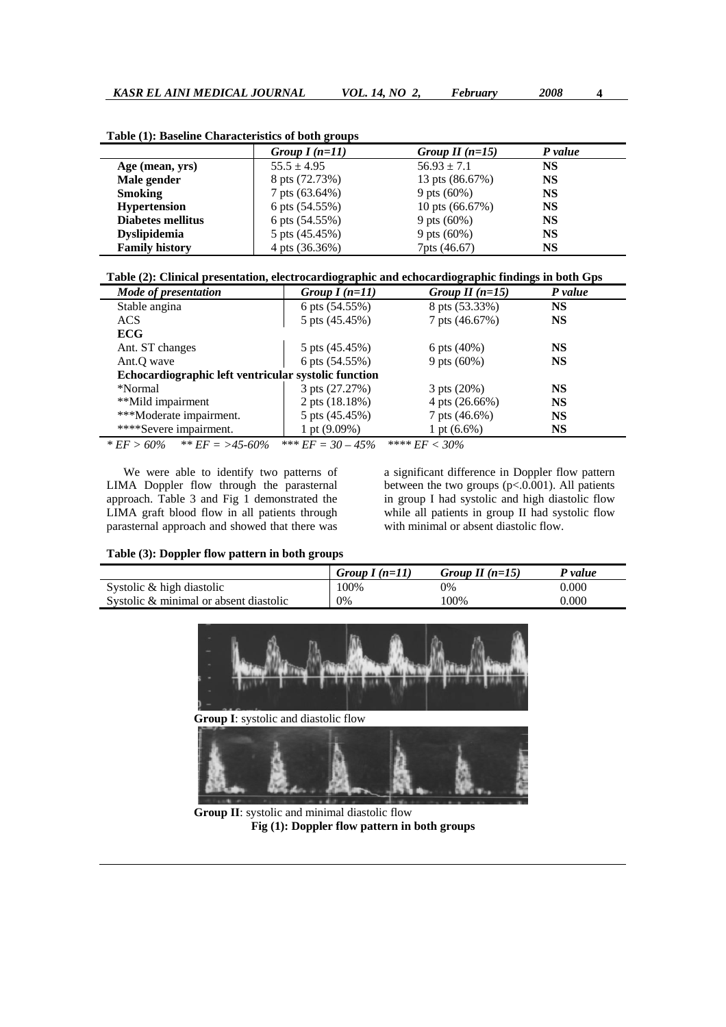**Table (1): Baseline Characteristics of both groups**

| | *Group I (n=11)* | *Group II (n=15)* | *P value* |
|---|---|---|---|
| **Age (mean, yrs)** | 55.5 ± 4.95 | 56.93 ± 7.1 | **NS** |
| **Male gender** | 8 pts (72.73%) | 13 pts (86.67%) | **NS** |
| **Smoking** | 7 pts (63.64%) | 9 pts (60%) | **NS** |
| **Hypertension** | 6 pts (54.55%) | 10 pts (66.67%) | **NS** |
| **Diabetes mellitus** | 6 pts (54.55%) | 9 pts (60%) | **NS** |
| **Dyslipidemia** | 5 pts (45.45%) | 9 pts (60%) | **NS** |
| **Family history** | 4 pts (36.36%) | 7pts (46.67) | **NS** |

**Table (2): Clinical presentation, electrocardiographic and echocardiographic findings in both Gps**

| *Mode of presentation* | *Group I (n=11)* | *Group II (n=15)* | *P value* |
|---|---|---|---|
| Stable angina | 6 pts (54.55%) | 8 pts (53.33%) | **NS** |
| ACS | 5 pts (45.45%) | 7 pts (46.67%) | **NS** |
| **ECG** | | | |
| Ant. ST changes | 5 pts (45.45%) | 6 pts (40%) | **NS** |
| Ant.Q wave | 6 pts (54.55%) | 9 pts (60%) | **NS** |
| **Echocardiographic left ventricular systolic function** | | | |
| *Normal | 3 pts (27.27%) | 3 pts (20%) | **NS** |
| **Mild impairment | 2 pts (18.18%) | 4 pts (26.66%) | **NS** |
| ***Moderate impairment. | 5 pts (45.45%) | 7 pts (46.6%) | **NS** |
| ****Severe impairment. | 1 pt (9.09%) | 1 pt (6.6%) | **NS** |

*\* EF > 60%   \*\* EF = >45-60%   \*\*\* EF = 30 – 45%   \*\*\*\* EF < 30%*

We were able to identify two patterns of LIMA Doppler flow through the parasternal approach. Table 3 and Fig 1 demonstrated the LIMA graft blood flow in all patients through parasternal approach and showed that there was a significant difference in Doppler flow pattern between the two groups ($p<.0.001$). All patients in group I had systolic and high diastolic flow while all patients in group II had systolic flow with minimal or absent diastolic flow.

**Table (3): Doppler flow pattern in both groups**

| | *Group I (n=11)* | *Group II (n=15)* | *P value* |
|---|---|---|---|
| Systolic & high diastolic | 100% | 0% | 0.000 |
| Systolic & minimal or absent diastolic | 0% | 100% | 0.000 |

**Group I**: systolic and diastolic flow

**Group II**: systolic and minimal diastolic flow

**Fig (1): Doppler flow pattern in both groups**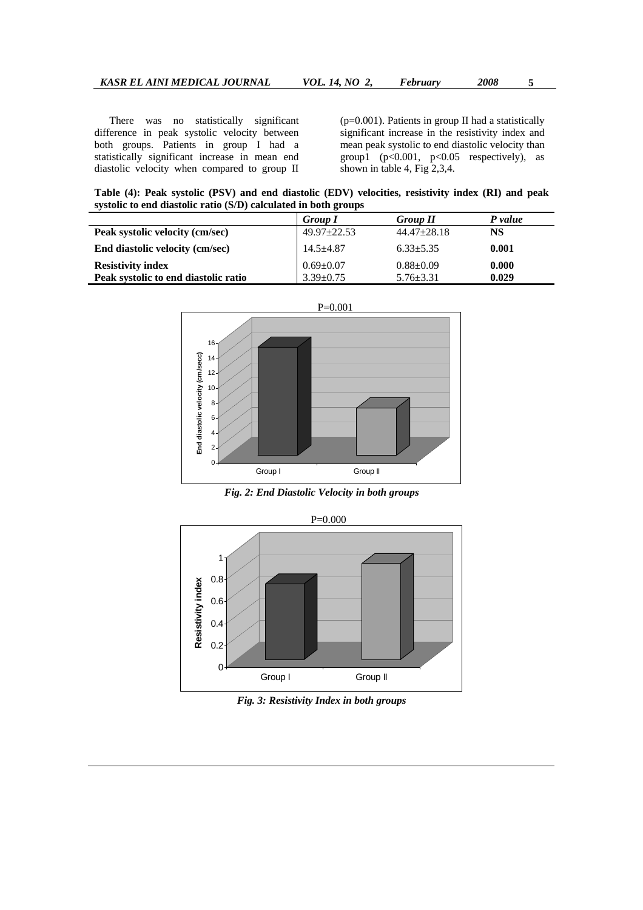There was no statistically significant difference in peak systolic velocity between both groups. Patients in group I had a statistically significant increase in mean end diastolic velocity when compared to group II ($p=0.001$). Patients in group II had a statistically significant increase in the resistivity index and mean peak systolic to end diastolic velocity than group1 ($p<0.001$, $p<0.05$ respectively), as shown in table 4, Fig 2,3,4.

**Table (4): Peak systolic (PSV) and end diastolic (EDV) velocities, resistivity index (RI) and peak systolic to end diastolic ratio (S/D) calculated in both groups**

| | *Group I* | *Group II* | *P value* |
|---|---|---|---|
| **Peak systolic velocity (cm/sec)** | 49.97±22.53 | 44.47±28.18 | **NS** |
| **End diastolic velocity (cm/sec)** | 14.5±4.87 | 6.33±5.35 | **0.001** |
| **Resistivity index** | 0.69±0.07 | 0.88±0.09 | **0.000** |
| **Peak systolic to end diastolic ratio** | 3.39±0.75 | 5.76±3.31 | **0.029** |

P=0.001

*Fig. 2: End Diastolic Velocity in both groups*

P=0.000

*Fig. 3: Resistivity Index in both groups*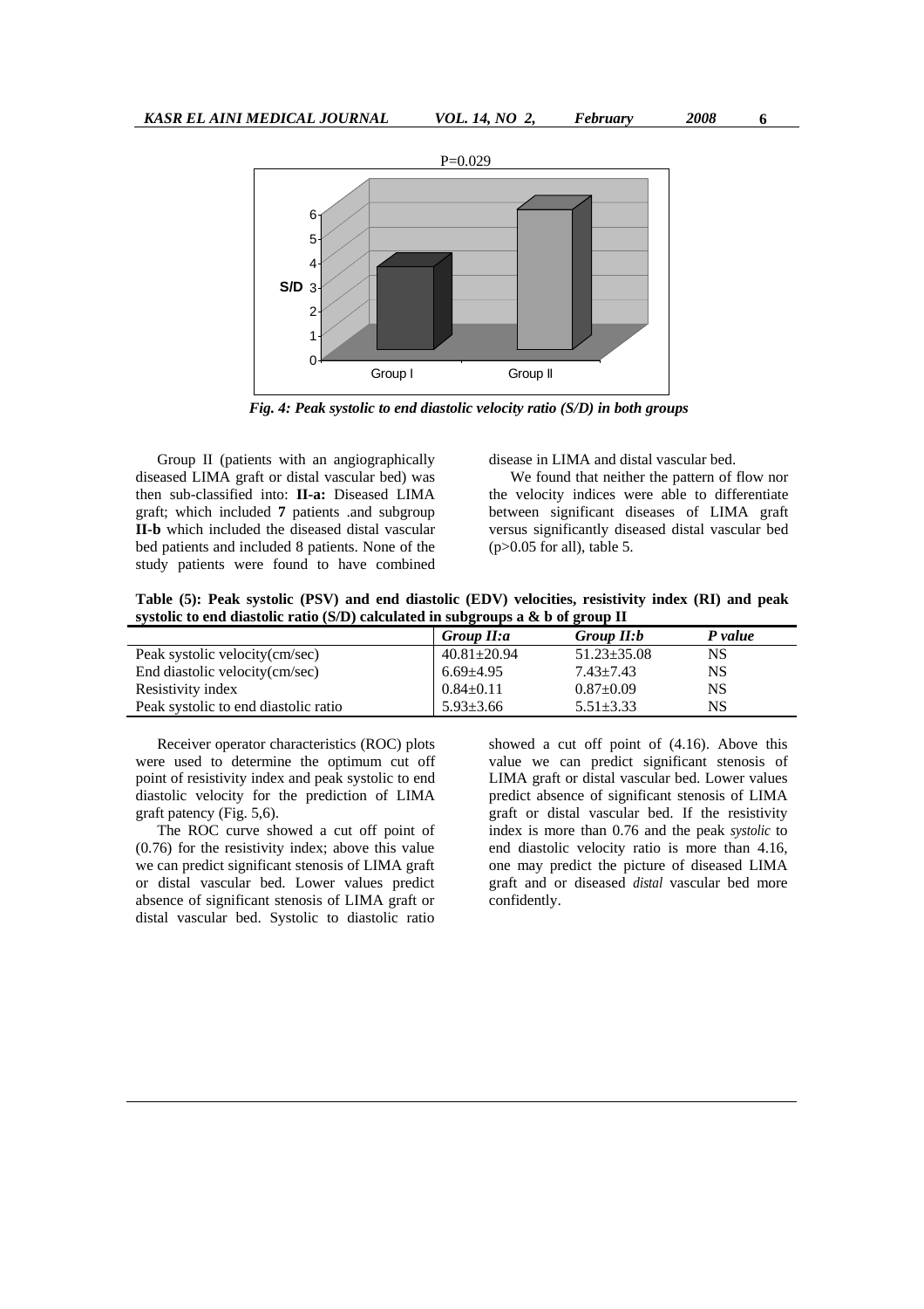P=0.029

*Fig. 4: Peak systolic to end diastolic velocity ratio (S/D) in both groups*

Group II (patients with an angiographically diseased LIMA graft or distal vascular bed) was then sub-classified into: **II-a:** Diseased LIMA graft; which included **7** patients .and subgroup **II-b** which included the diseased distal vascular bed patients and included 8 patients. None of the study patients were found to have combined disease in LIMA and distal vascular bed.

We found that neither the pattern of flow nor the velocity indices were able to differentiate between significant diseases of LIMA graft versus significantly diseased distal vascular bed ($p>0.05$ for all), table 5.

**Table (5): Peak systolic (PSV) and end diastolic (EDV) velocities, resistivity index (RI) and peak systolic to end diastolic ratio (S/D) calculated in subgroups a & b of group II**

| | *Group II:a* | *Group II:b* | *P value* |
|---|---|---|---|
| Peak systolic velocity(cm/sec) | 40.81±20.94 | 51.23±35.08 | NS |
| End diastolic velocity(cm/sec) | 6.69±4.95 | 7.43±7.43 | NS |
| Resistivity index | 0.84±0.11 | 0.87±0.09 | NS |
| Peak systolic to end diastolic ratio | 5.93±3.66 | 5.51±3.33 | NS |

Receiver operator characteristics (ROC) plots were used to determine the optimum cut off point of resistivity index and peak systolic to end diastolic velocity for the prediction of LIMA graft patency (Fig. 5,6).

The ROC curve showed a cut off point of (0.76) for the resistivity index; above this value we can predict significant stenosis of LIMA graft or distal vascular bed. Lower values predict absence of significant stenosis of LIMA graft or distal vascular bed. Systolic to diastolic ratio showed a cut off point of (4.16). Above this value we can predict significant stenosis of LIMA graft or distal vascular bed. Lower values predict absence of significant stenosis of LIMA graft or distal vascular bed. If the resistivity index is more than 0.76 and the peak *systolic* to end diastolic velocity ratio is more than 4.16, one may predict the picture of diseased LIMA graft and or diseased *distal* vascular bed more confidently.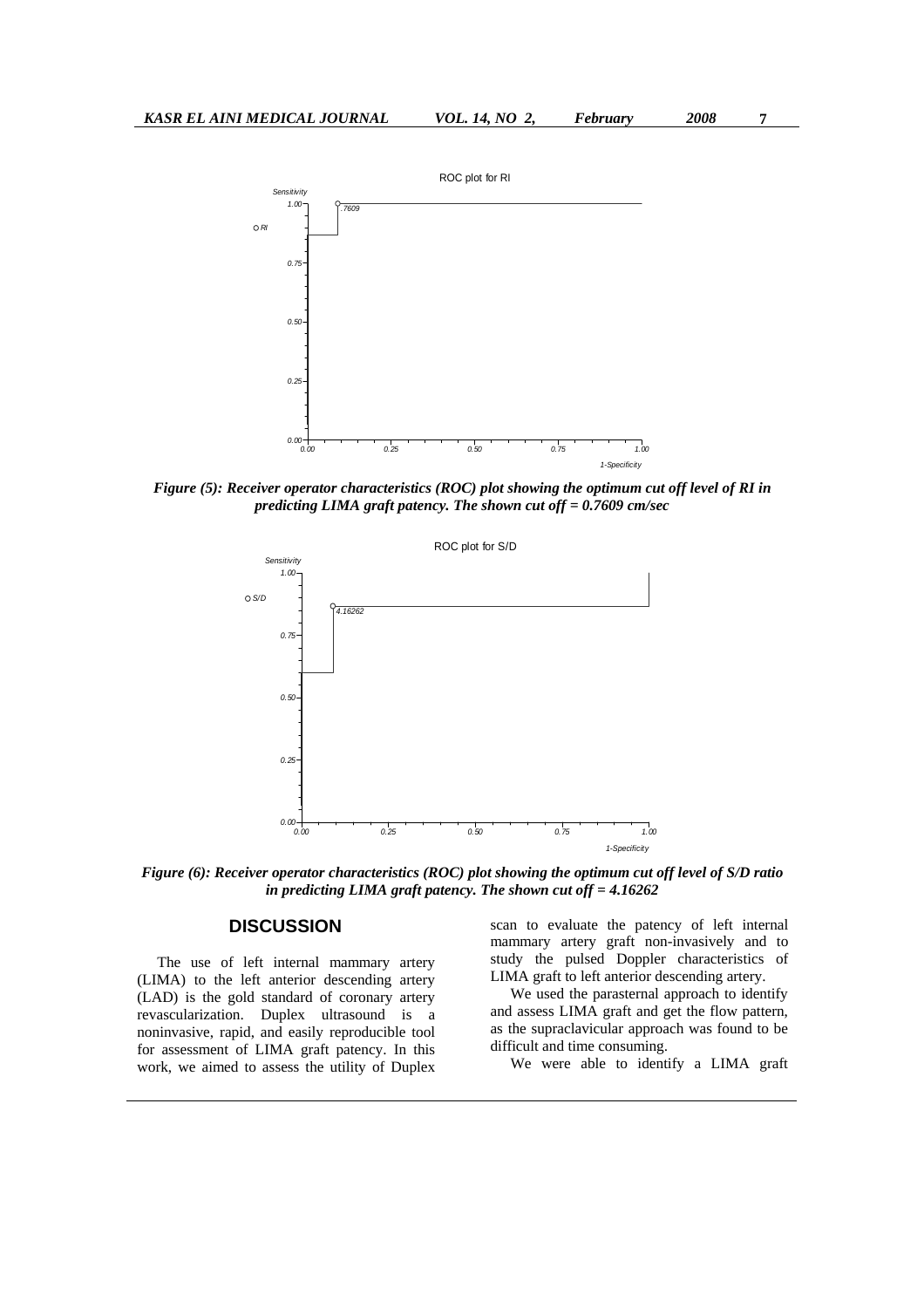*Figure (5): Receiver operator characteristics (ROC) plot showing the optimum cut off level of RI in predicting LIMA graft patency. The shown cut off = 0.7609 cm/sec*

*Figure (6): Receiver operator characteristics (ROC) plot showing the optimum cut off level of S/D ratio in predicting LIMA graft patency. The shown cut off = 4.16262*

## DISCUSSION

The use of left internal mammary artery (LIMA) to the left anterior descending artery (LAD) is the gold standard of coronary artery revascularization. Duplex ultrasound is a noninvasive, rapid, and easily reproducible tool for assessment of LIMA graft patency. In this work, we aimed to assess the utility of Duplex scan to evaluate the patency of left internal mammary artery graft non-invasively and to study the pulsed Doppler characteristics of LIMA graft to left anterior descending artery.

We used the parasternal approach to identify and assess LIMA graft and get the flow pattern, as the supraclavicular approach was found to be difficult and time consuming.

We were able to identify a LIMA graft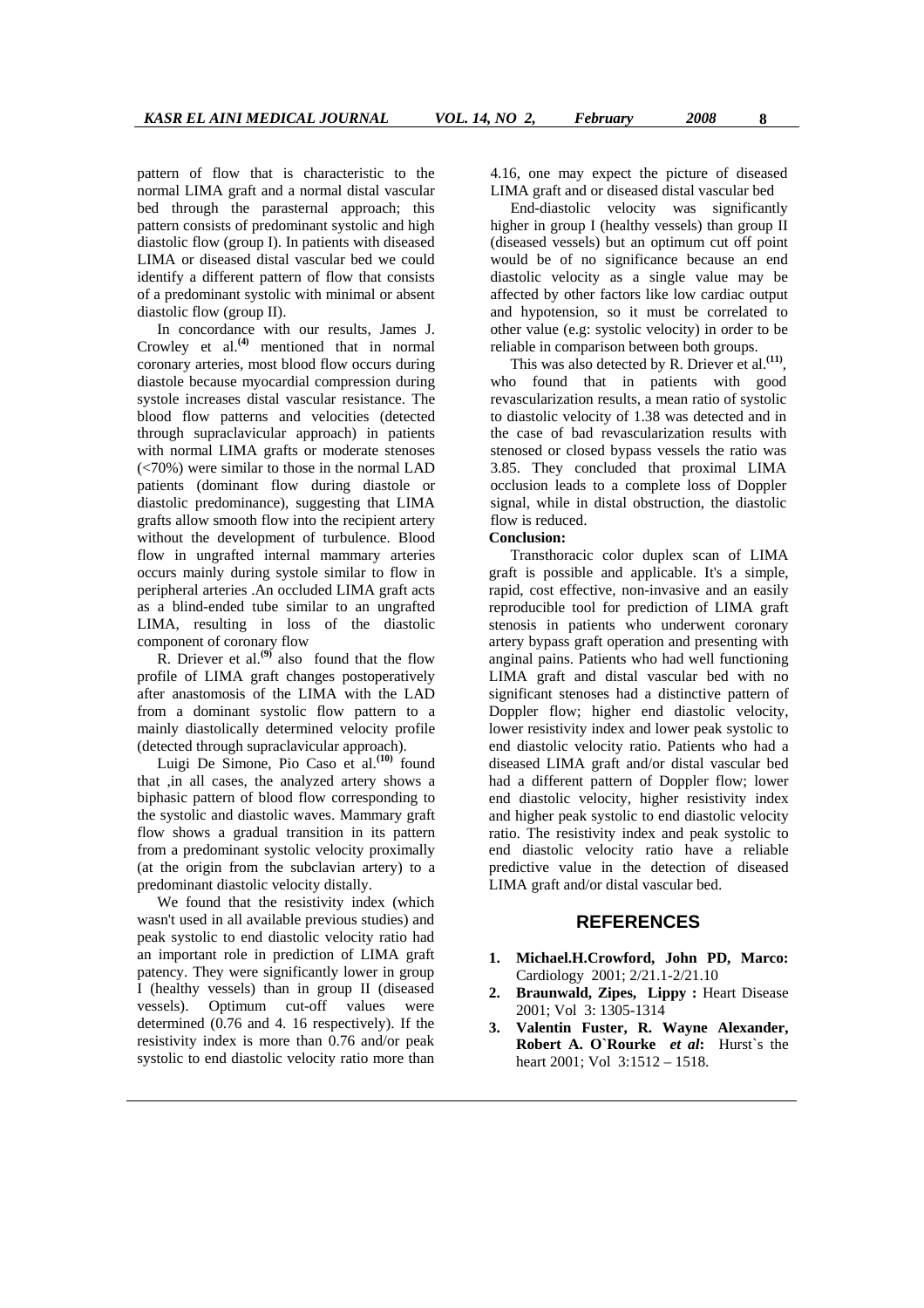pattern of flow that is characteristic to the normal LIMA graft and a normal distal vascular bed through the parasternal approach; this pattern consists of predominant systolic and high diastolic flow (group I). In patients with diseased LIMA or diseased distal vascular bed we could identify a different pattern of flow that consists of a predominant systolic with minimal or absent diastolic flow (group II).

In concordance with our results, James J. Crowley et al.[4] mentioned that in normal coronary arteries, most blood flow occurs during diastole because myocardial compression during systole increases distal vascular resistance. The blood flow patterns and velocities (detected through supraclavicular approach) in patients with normal LIMA grafts or moderate stenoses (<70%) were similar to those in the normal LAD patients (dominant flow during diastole or diastolic predominance), suggesting that LIMA grafts allow smooth flow into the recipient artery without the development of turbulence. Blood flow in ungrafted internal mammary arteries occurs mainly during systole similar to flow in peripheral arteries .An occluded LIMA graft acts as a blind-ended tube similar to an ungrafted LIMA, resulting in loss of the diastolic component of coronary flow

R. Driever et al.[9] also found that the flow profile of LIMA graft changes postoperatively after anastomosis of the LIMA with the LAD from a dominant systolic flow pattern to a mainly diastolically determined velocity profile (detected through supraclavicular approach).

Luigi De Simone, Pio Caso et al.[10] found that ,in all cases, the analyzed artery shows a biphasic pattern of blood flow corresponding to the systolic and diastolic waves. Mammary graft flow shows a gradual transition in its pattern from a predominant systolic velocity proximally (at the origin from the subclavian artery) to a predominant diastolic velocity distally.

We found that the resistivity index (which wasn't used in all available previous studies) and peak systolic to end diastolic velocity ratio had an important role in prediction of LIMA graft patency. They were significantly lower in group I (healthy vessels) than in group II (diseased vessels). Optimum cut-off values were determined (0.76 and 4. 16 respectively). If the resistivity index is more than 0.76 and/or peak systolic to end diastolic velocity ratio more than 4.16, one may expect the picture of diseased LIMA graft and or diseased distal vascular bed

End-diastolic velocity was significantly higher in group I (healthy vessels) than group II (diseased vessels) but an optimum cut off point would be of no significance because an end diastolic velocity as a single value may be affected by other factors like low cardiac output and hypotension, so it must be correlated to other value (e.g: systolic velocity) in order to be reliable in comparison between both groups.

This was also detected by R. Driever et al.[11], who found that in patients with good revascularization results, a mean ratio of systolic to diastolic velocity of 1.38 was detected and in the case of bad revascularization results with stenosed or closed bypass vessels the ratio was 3.85. They concluded that proximal LIMA occlusion leads to a complete loss of Doppler signal, while in distal obstruction, the diastolic flow is reduced.

**Conclusion:**

Transthoracic color duplex scan of LIMA graft is possible and applicable. It's a simple, rapid, cost effective, non-invasive and an easily reproducible tool for prediction of LIMA graft stenosis in patients who underwent coronary artery bypass graft operation and presenting with anginal pains. Patients who had well functioning LIMA graft and distal vascular bed with no significant stenoses had a distinctive pattern of Doppler flow; higher end diastolic velocity, lower resistivity index and lower peak systolic to end diastolic velocity ratio. Patients who had a diseased LIMA graft and/or distal vascular bed had a different pattern of Doppler flow; lower end diastolic velocity, higher resistivity index and higher peak systolic to end diastolic velocity ratio. The resistivity index and peak systolic to end diastolic velocity ratio have a reliable predictive value in the detection of diseased LIMA graft and/or distal vascular bed.

## REFERENCES

1. **Michael.H.Crowford, John PD, Marco:** Cardiology 2001; 2/21.1-2/21.10
2. **Braunwald, Zipes, Lippy :** Heart Disease 2001; Vol 3: 1305-1314
3. **Valentin Fuster, R. Wayne Alexander, Robert A. O`Rourke *et al*:** Hurst`s the heart 2001; Vol 3:1512 – 1518.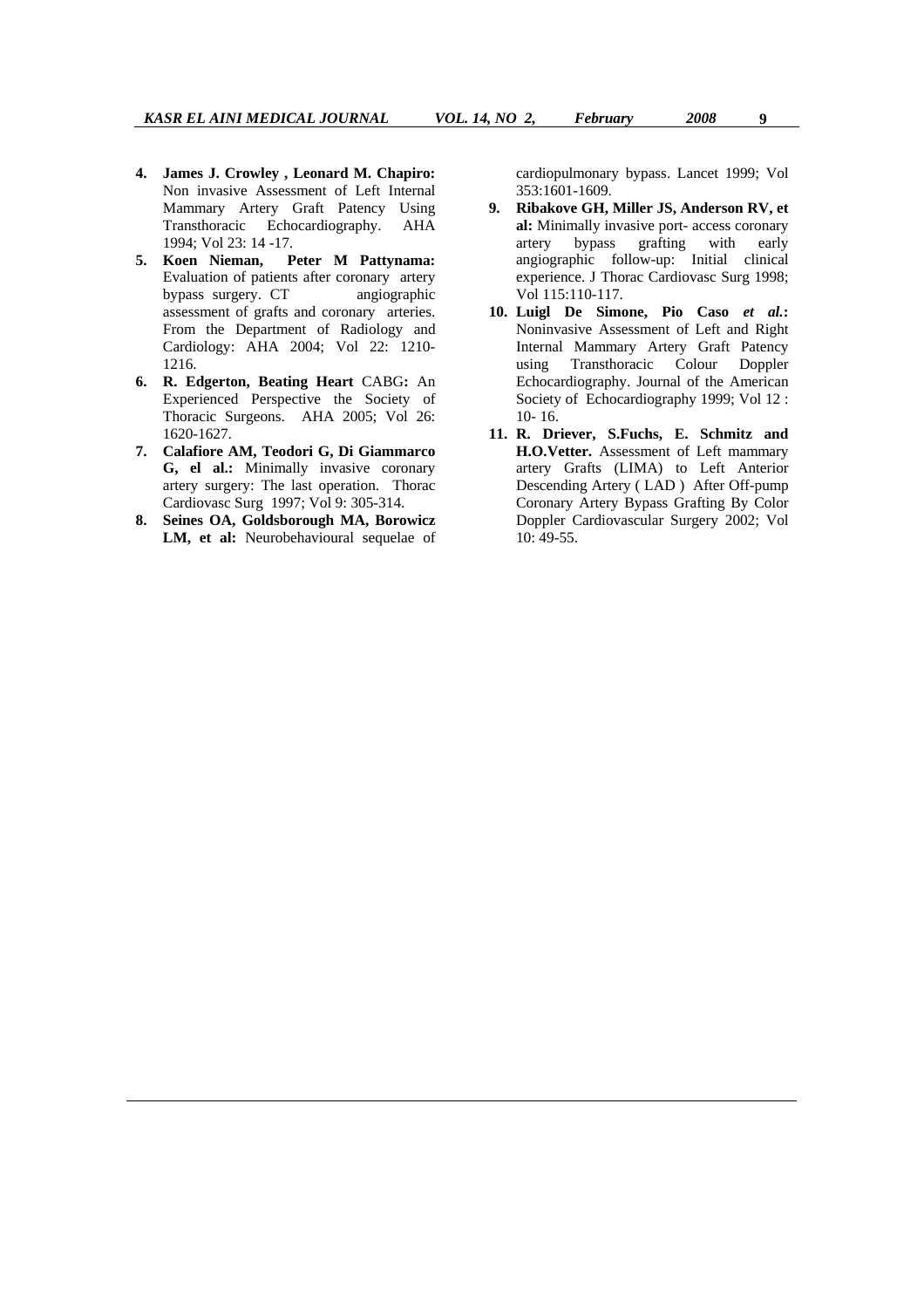4. **James J. Crowley , Leonard M. Chapiro:** Non invasive Assessment of Left Internal Mammary Artery Graft Patency Using Transthoracic Echocardiography. AHA 1994; Vol 23: 14 -17.
5. **Koen Nieman, Peter M Pattynama:** Evaluation of patients after coronary artery bypass surgery. CT angiographic assessment of grafts and coronary arteries. From the Department of Radiology and Cardiology: AHA 2004; Vol 22: 1210-1216.
6. **R. Edgerton, Beating Heart** CABG**:** An Experienced Perspective the Society of Thoracic Surgeons. AHA 2005; Vol 26: 1620-1627.
7. **Calafiore AM, Teodori G, Di Giammarco G, el al.:** Minimally invasive coronary artery surgery: The last operation. Thorac Cardiovasc Surg 1997; Vol 9: 305-314.
8. **Seines OA, Goldsborough MA, Borowicz LM, et al:** Neurobehavioural sequelae of cardiopulmonary bypass. Lancet 1999; Vol 353:1601-1609.
9. **Ribakove GH, Miller JS, Anderson RV, et al:** Minimally invasive port- access coronary artery bypass grafting with early angiographic follow-up: Initial clinical experience. J Thorac Cardiovasc Surg 1998; Vol 115:110-117.
10. **Luigl De Simone, Pio Caso** ***et al.*****:** Noninvasive Assessment of Left and Right Internal Mammary Artery Graft Patency using Transthoracic Colour Doppler Echocardiography. Journal of the American Society of Echocardiography 1999; Vol 12 : 10- 16.
11. **R. Driever, S.Fuchs, E. Schmitz and H.O.Vetter.** Assessment of Left mammary artery Grafts (LIMA) to Left Anterior Descending Artery ( LAD ) After Off-pump Coronary Artery Bypass Grafting By Color Doppler Cardiovascular Surgery 2002; Vol 10: 49-55.